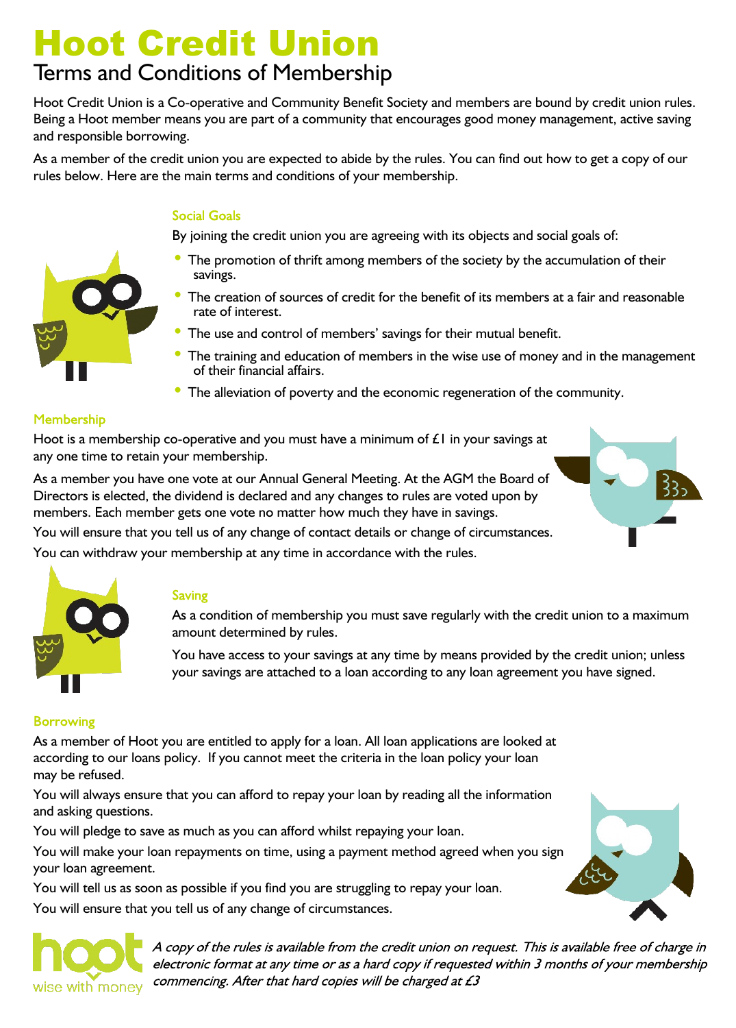# Hoot Credit Union

## Terms and Conditions of Membership

Hoot Credit Union is a Co-operative and Community Benefit Society and members are bound by credit union rules. Being a Hoot member means you are part of a community that encourages good money management, active saving and responsible borrowing.

As a member of the credit union you are expected to abide by the rules. You can find out how to get a copy of our rules below. Here are the main terms and conditions of your membership.

### Social Goals

By joining the credit union you are agreeing with its objects and social goals of:

- The promotion of thrift among members of the society by the accumulation of their savings.
- The creation of sources of credit for the benefit of its members at a fair and reasonable rate of interest.
- The use and control of members' savings for their mutual benefit.
- The training and education of members in the wise use of money and in the management of their financial affairs.
- The alleviation of poverty and the economic regeneration of the community.

### Membership

Hoot is a membership co-operative and you must have a minimum of £1 in your savings at any one time to retain your membership.

As a member you have one vote at our Annual General Meeting. At the AGM the Board of Directors is elected, the dividend is declared and any changes to rules are voted upon by members. Each member gets one vote no matter how much they have in savings.

You will ensure that you tell us of any change of contact details or change of circumstances.

You can withdraw your membership at any time in accordance with the rules.

### Saving

As a condition of membership you must save regularly with the credit union to a maximum amount determined by rules.

You have access to your savings at any time by means provided by the credit union; unless your savings are attached to a loan according to any loan agreement you have signed.

### Borrowing

As a member of Hoot you are entitled to apply for a loan. All loan applications are looked at according to our loans policy. If you cannot meet the criteria in the loan policy your loan may be refused.

You will always ensure that you can afford to repay your loan by reading all the information and asking questions.

You will pledge to save as much as you can afford whilst repaying your loan.

You will make your loan repayments on time, using a payment method agreed when you sign your loan agreement.

You will tell us as soon as possible if you find you are struggling to repay your loan.

You will ensure that you tell us of any change of circumstances.

hoot wise with money

*A copy of the rules is available from the credit union on request. This is available free of charge in electronic format at any time or as a hard copy if requested within 3 months of your membership commencing. After that hard copies will be charged at £3*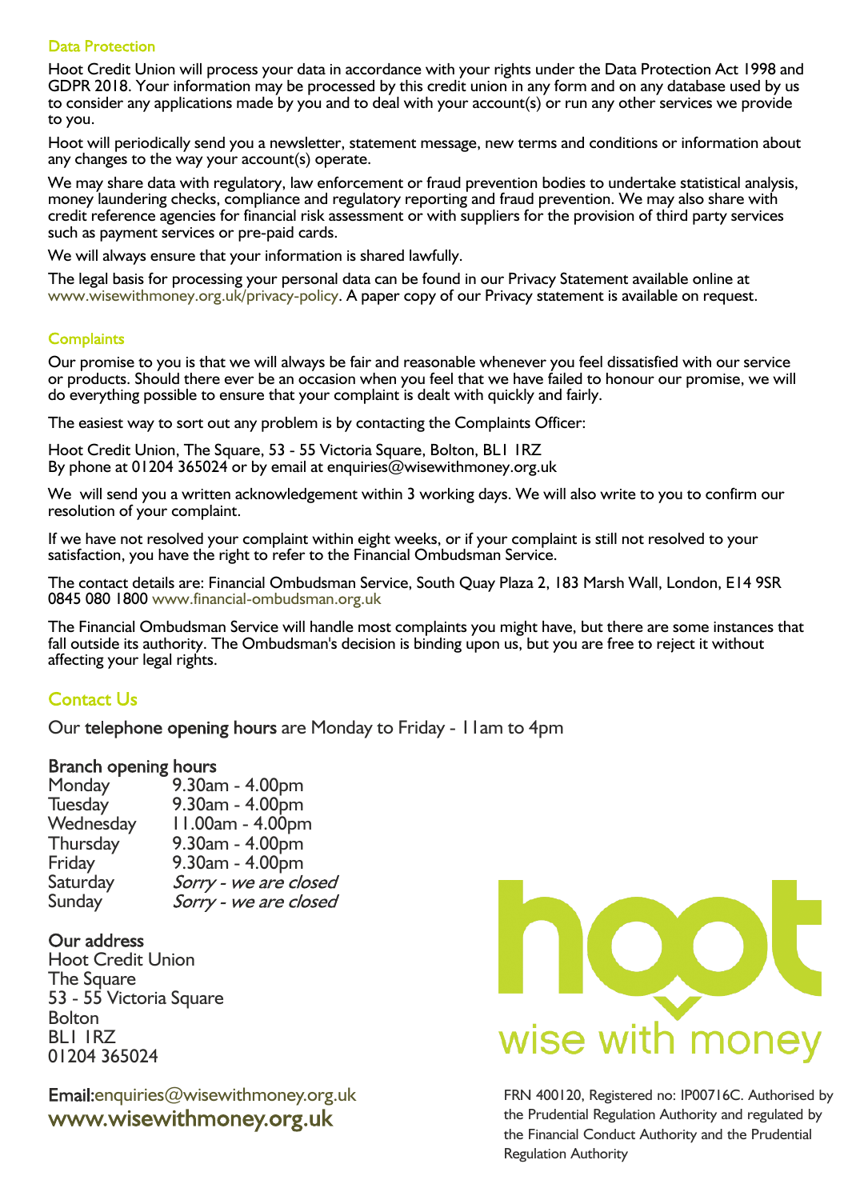## Data Protection

Hoot Credit Union will process your data in accordance with your rights under the Data Protection Act 1998 and GDPR 2018. Your information may be processed by this credit union in any form and on any database used by us to consider any applications made by you and to deal with your account(s) or run any other services we provide to you.

Hoot will periodically send you a newsletter, statement message, new terms and conditions or information about any changes to the way your account(s) operate.

We may share data with regulatory, law enforcement or fraud prevention bodies to undertake statistical analysis, money laundering checks, compliance and regulatory reporting and fraud prevention. We may also share with credit reference agencies for financial risk assessment or with suppliers for the provision of third party services such as payment services or pre-paid cards.

We will always ensure that your information is shared lawfully.

The legal basis for processing your personal data can be found in our Privacy Statement available online at www.wisewithmoney.org.uk/privacy-policy. A paper copy of our Privacy statement is available on request.

## Complaints

Our promise to you is that we will always be fair and reasonable whenever you feel dissatisfied with our service or products. Should there ever be an occasion when you feel that we have failed to honour our promise, we will do everything possible to ensure that your complaint is dealt with quickly and fairly.

The easiest way to sort out any problem is by contacting the Complaints Officer:

Hoot Credit Union, The Square, 53 - 55 Victoria Square, Bolton, BL1 1RZ
By phone at 01204 365024 or by email at enquiries@wisewithmoney.org.uk

We will send you a written acknowledgement within 3 working days. We will also write to you to confirm our resolution of your complaint.

If we have not resolved your complaint within eight weeks, or if your complaint is still not resolved to your satisfaction, you have the right to refer to the Financial Ombudsman Service.

The contact details are: Financial Ombudsman Service, South Quay Plaza 2, 183 Marsh Wall, London, E14 9SR
0845 080 1800 www.financial-ombudsman.org.uk

The Financial Ombudsman Service will handle most complaints you might have, but there are some instances that fall outside its authority. The Ombudsman's decision is binding upon us, but you are free to reject it without affecting your legal rights.

## Contact Us

Our **telephone opening hours** are Monday to Friday - 11am to 4pm

**Branch opening hours**

| | |
|---|---|
| Monday | 9.30am - 4.00pm |
| Tuesday | 9.30am - 4.00pm |
| Wednesday | 11.00am - 4.00pm |
| Thursday | 9.30am - 4.00pm |
| Friday | 9.30am - 4.00pm |
| Saturday | *Sorry - we are closed* |
| Sunday | *Sorry - we are closed* |

**Our address**
Hoot Credit Union
The Square
53 - 55 Victoria Square
Bolton
BL1 1RZ
01204 365024

**Email:** enquiries@wisewithmoney.org.uk
**www.wisewithmoney.org.uk**

hoot
wise with money

FRN 400120, Registered no: IP00716C. Authorised by the Prudential Regulation Authority and regulated by the Financial Conduct Authority and the Prudential Regulation Authority